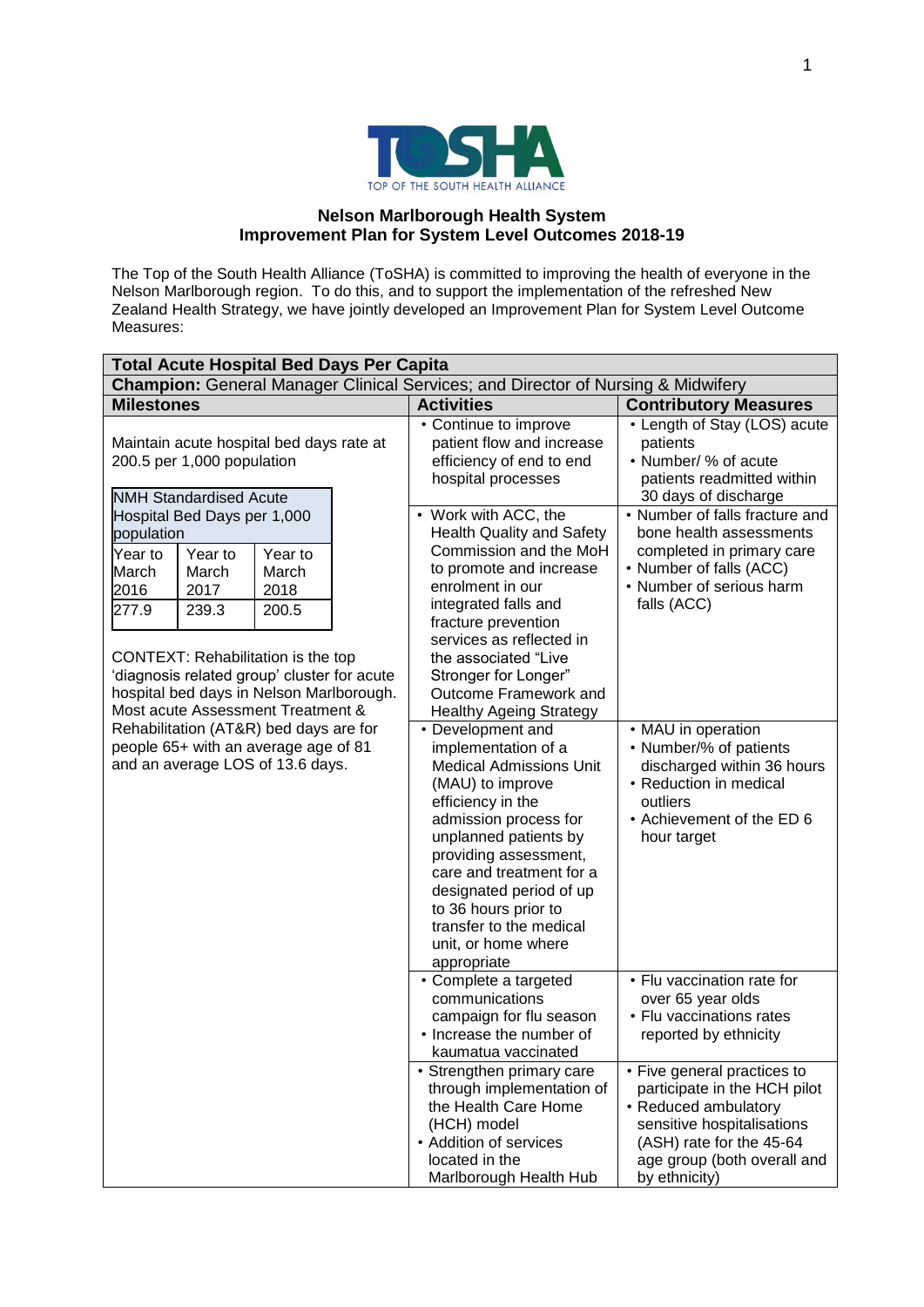TOSHA
TOP OF THE SOUTH HEALTH ALLIANCE

# Nelson Marlborough Health System
## Improvement Plan for System Level Outcomes 2018-19

The Top of the South Health Alliance (ToSHA) is committed to improving the health of everyone in the Nelson Marlborough region. To do this, and to support the implementation of the refreshed New Zealand Health Strategy, we have jointly developed an Improvement Plan for System Level Outcome Measures:

| **Total Acute Hospital Bed Days Per Capita** | | |
|---|---|---|
| **Champion:** General Manager Clinical Services; and Director of Nursing & Midwifery | | |
| **Milestones** | **Activities** | **Contributory Measures** |
| Maintain acute hospital bed days rate at 200.5 per 1,000 population | • Continue to improve patient flow and increase efficiency of end to end hospital processes | • Length of Stay (LOS) acute patients<br>• Number/ % of acute patients readmitted within 30 days of discharge |
| NMH Standardised Acute Hospital Bed Days per 1,000 population: Year to March 2016: 277.9; Year to March 2017: 239.3; Year to March 2018: 200.5 | • Work with ACC, the Health Quality and Safety Commission and the MoH to promote and increase enrolment in our integrated falls and fracture prevention services as reflected in the associated "Live Stronger for Longer" Outcome Framework and Healthy Ageing Strategy | • Number of falls fracture and bone health assessments completed in primary care<br>• Number of falls (ACC)<br>• Number of serious harm falls (ACC) |
| CONTEXT: Rehabilitation is the top 'diagnosis related group' cluster for acute hospital bed days in Nelson Marlborough. Most acute Assessment Treatment & Rehabilitation (AT&R) bed days are for people 65+ with an average age of 81 and an average LOS of 13.6 days. | • Development and implementation of a Medical Admissions Unit (MAU) to improve efficiency in the admission process for unplanned patients by providing assessment, care and treatment for a designated period of up to 36 hours prior to transfer to the medical unit, or home where appropriate | • MAU in operation<br>• Number/% of patients discharged within 36 hours<br>• Reduction in medical outliers<br>• Achievement of the ED 6 hour target |
| | • Complete a targeted communications campaign for flu season<br>• Increase the number of kaumatua vaccinated | • Flu vaccination rate for over 65 year olds<br>• Flu vaccinations rates reported by ethnicity |
| | • Strengthen primary care through implementation of the Health Care Home (HCH) model<br>• Addition of services located in the Marlborough Health Hub | • Five general practices to participate in the HCH pilot<br>• Reduced ambulatory sensitive hospitalisations (ASH) rate for the 45-64 age group (both overall and by ethnicity) |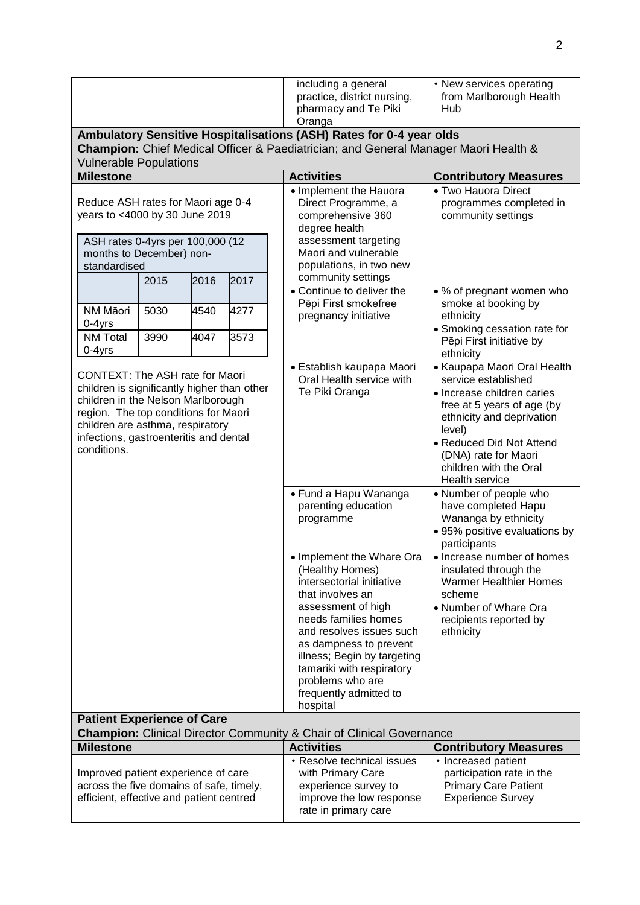| | Activities | Contributory Measures |
|---|---|---|
| | including a general practice, district nursing, pharmacy and Te Piki Oranga | • New services operating from Marlborough Health Hub |

## Ambulatory Sensitive Hospitalisations (ASH) Rates for 0-4 year olds

**Champion:** Chief Medical Officer & Paediatrician; and General Manager Maori Health & Vulnerable Populations

| Milestone | Activities | Contributory Measures |
|---|---|---|
| Reduce ASH rates for Maori age 0-4 years to <4000 by 30 June 2019 | • Implement the Hauora Direct Programme, a comprehensive 360 degree health assessment targeting Maori and vulnerable populations, in two new community settings | • Two Hauora Direct programmes completed in community settings |
| | • Continue to deliver the Pēpi First smokefree pregnancy initiative | • % of pregnant women who smoke at booking by ethnicity<br>• Smoking cessation rate for Pēpi First initiative by ethnicity |
| | • Establish kaupapa Maori Oral Health service with Te Piki Oranga | • Kaupapa Maori Oral Health service established<br>• Increase children caries free at 5 years of age (by ethnicity and deprivation level)<br>• Reduced Did Not Attend (DNA) rate for Maori children with the Oral Health service |
| | • Fund a Hapu Wananga parenting education programme | • Number of people who have completed Hapu Wananga by ethnicity<br>• 95% positive evaluations by participants |
| | • Implement the Whare Ora (Healthy Homes) intersectorial initiative that involves an assessment of high needs families homes and resolves issues such as dampness to prevent illness; Begin by targeting tamariki with respiratory problems who are frequently admitted to hospital | • Increase number of homes insulated through the Warmer Healthier Homes scheme<br>• Number of Whare Ora recipients reported by ethnicity |

ASH rates 0-4yrs per 100,000 (12 months to December) non-standardised

| | 2015 | 2016 | 2017 |
|---|---|---|---|
| NM Māori 0-4yrs | 5030 | 4540 | 4277 |
| NM Total 0-4yrs | 3990 | 4047 | 3573 |

CONTEXT: The ASH rate for Maori children is significantly higher than other children in the Nelson Marlborough region. The top conditions for Maori children are asthma, respiratory infections, gastroenteritis and dental conditions.

## Patient Experience of Care

**Champion:** Clinical Director Community & Chair of Clinical Governance

| Milestone | Activities | Contributory Measures |
|---|---|---|
| Improved patient experience of care across the five domains of safe, timely, efficient, effective and patient centred | • Resolve technical issues with Primary Care experience survey to improve the low response rate in primary care | • Increased patient participation rate in the Primary Care Patient Experience Survey |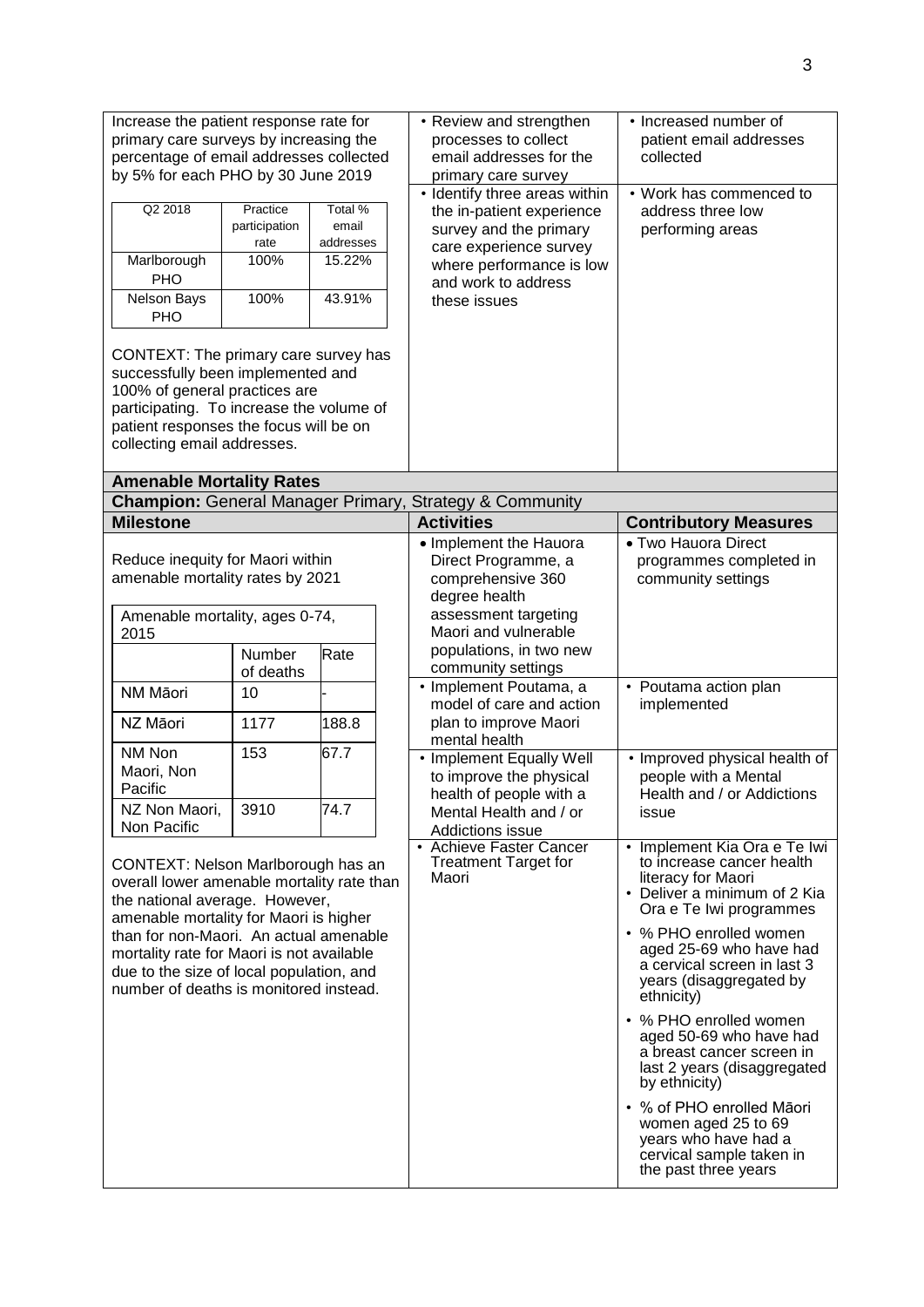| Milestone | Activities | Contributory Measures |
|---|---|---|
| Increase the patient response rate for primary care surveys by increasing the percentage of email addresses collected by 5% for each PHO by 30 June 2019 | • Review and strengthen processes to collect email addresses for the primary care survey | • Increased number of patient email addresses collected |
| | • Identify three areas within the in-patient experience survey and the primary care experience survey where performance is low and work to address these issues | • Work has commenced to address three low performing areas |

| Q2 2018 | Practice participation rate | Total % email addresses |
|---|---|---|
| Marlborough PHO | 100% | 15.22% |
| Nelson Bays PHO | 100% | 43.91% |

CONTEXT: The primary care survey has successfully been implemented and 100% of general practices are participating. To increase the volume of patient responses the focus will be on collecting email addresses.

## Amenable Mortality Rates

**Champion:** General Manager Primary, Strategy & Community

| Milestone | Activities | Contributory Measures |
|---|---|---|
| Reduce inequity for Maori within amenable mortality rates by 2021 | • Implement the Hauora Direct Programme, a comprehensive 360 degree health assessment targeting Maori and vulnerable populations, in two new community settings | • Two Hauora Direct programmes completed in community settings |
| | • Implement Poutama, a model of care and action plan to improve Maori mental health | • Poutama action plan implemented |
| | • Implement Equally Well to improve the physical health of people with a Mental Health and / or Addictions issue | • Improved physical health of people with a Mental Health and / or Addictions issue |
| | • Achieve Faster Cancer Treatment Target for Maori | • Implement Kia Ora e Te Iwi to increase cancer health literacy for Maori<br>• Deliver a minimum of 2 Kia Ora e Te Iwi programmes |
| | | • % PHO enrolled women aged 25-69 who have had a cervical screen in last 3 years (disaggregated by ethnicity) |
| | | • % PHO enrolled women aged 50-69 who have had a breast cancer screen in last 2 years (disaggregated by ethnicity) |
| | | • % of PHO enrolled Māori women aged 25 to 69 years who have had a cervical sample taken in the past three years |

| Amenable mortality, ages 0-74, 2015 | | |
|---|---|---|
| | Number of deaths | Rate |
| NM Māori | 10 | - |
| NZ Māori | 1177 | 188.8 |
| NM Non Maori, Non Pacific | 153 | 67.7 |
| NZ Non Maori, Non Pacific | 3910 | 74.7 |

CONTEXT: Nelson Marlborough has an overall lower amenable mortality rate than the national average. However, amenable mortality for Maori is higher than for non-Maori. An actual amenable mortality rate for Maori is not available due to the size of local population, and number of deaths is monitored instead.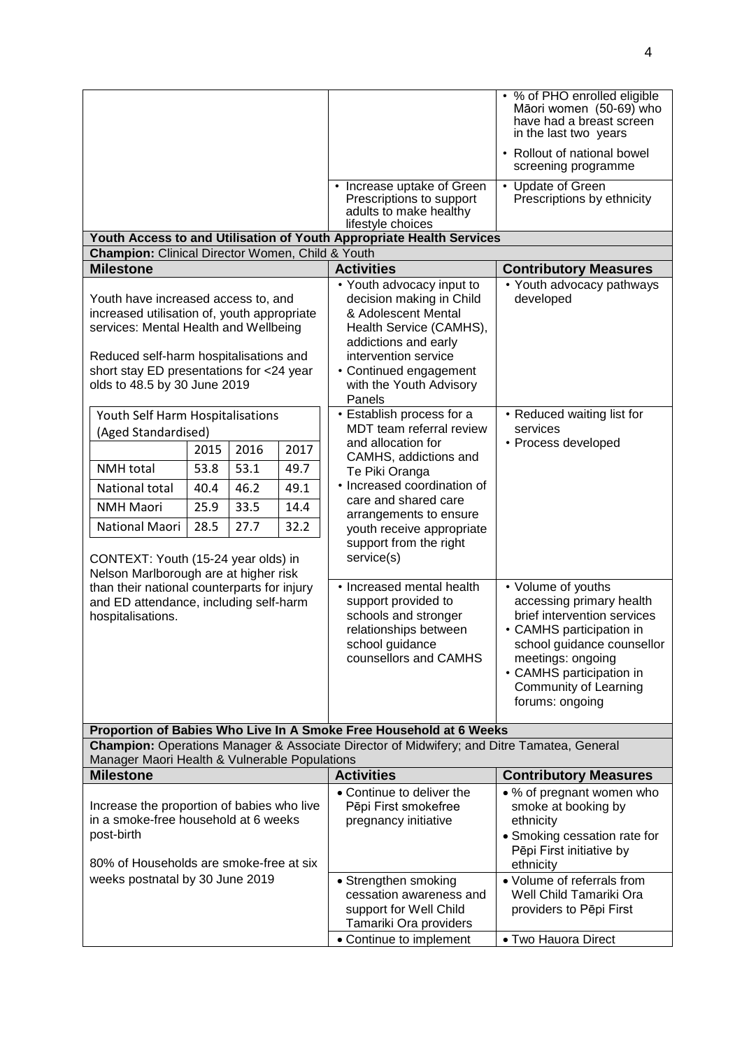| Milestone | Activities | Contributory Measures |
|---|---|---|
| | | • % of PHO enrolled eligible Māori women (50-69) who have had a breast screen in the last two years<br>• Rollout of national bowel screening programme |
| | • Increase uptake of Green Prescriptions to support adults to make healthy lifestyle choices | • Update of Green Prescriptions by ethnicity |

**Youth Access to and Utilisation of Youth Appropriate Health Services**

**Champion:** Clinical Director Women, Child & Youth

| Milestone | Activities | Contributory Measures |
|---|---|---|
| Youth have increased access to, and increased utilisation of, youth appropriate services: Mental Health and Wellbeing<br><br>Reduced self-harm hospitalisations and short stay ED presentations for <24 year olds to 48.5 by 30 June 2019 | • Youth advocacy input to decision making in Child & Adolescent Mental Health Service (CAMHS), addictions and early intervention service<br>• Continued engagement with the Youth Advisory Panels | • Youth advocacy pathways developed |
| | • Establish process for a MDT team referral review and allocation for CAMHS, addictions and Te Piki Oranga<br>• Increased coordination of care and shared care arrangements to ensure youth receive appropriate support from the right service(s) | • Reduced waiting list for services<br>• Process developed |
| CONTEXT: Youth (15-24 year olds) in Nelson Marlborough are at higher risk than their national counterparts for injury and ED attendance, including self-harm hospitalisations. | • Increased mental health support provided to schools and stronger relationships between school guidance counsellors and CAMHS | • Volume of youths accessing primary health brief intervention services<br>• CAMHS participation in school guidance counsellor meetings: ongoing<br>• CAMHS participation in Community of Learning forums: ongoing |

Youth Self Harm Hospitalisations (Aged Standardised)

| | 2015 | 2016 | 2017 |
|---|---|---|---|
| NMH total | 53.8 | 53.1 | 49.7 |
| National total | 40.4 | 46.2 | 49.1 |
| NMH Maori | 25.9 | 33.5 | 14.4 |
| National Maori | 28.5 | 27.7 | 32.2 |

**Proportion of Babies Who Live In A Smoke Free Household at 6 Weeks**

**Champion:** Operations Manager & Associate Director of Midwifery; and Ditre Tamatea, General Manager Maori Health & Vulnerable Populations

| Milestone | Activities | Contributory Measures |
|---|---|---|
| Increase the proportion of babies who live in a smoke-free household at 6 weeks post-birth<br><br>80% of Households are smoke-free at six weeks postnatal by 30 June 2019 | • Continue to deliver the Pēpi First smokefree pregnancy initiative | • % of pregnant women who smoke at booking by ethnicity<br>• Smoking cessation rate for Pēpi First initiative by ethnicity |
| | • Strengthen smoking cessation awareness and support for Well Child Tamariki Ora providers | • Volume of referrals from Well Child Tamariki Ora providers to Pēpi First |
| | • Continue to implement | • Two Hauora Direct |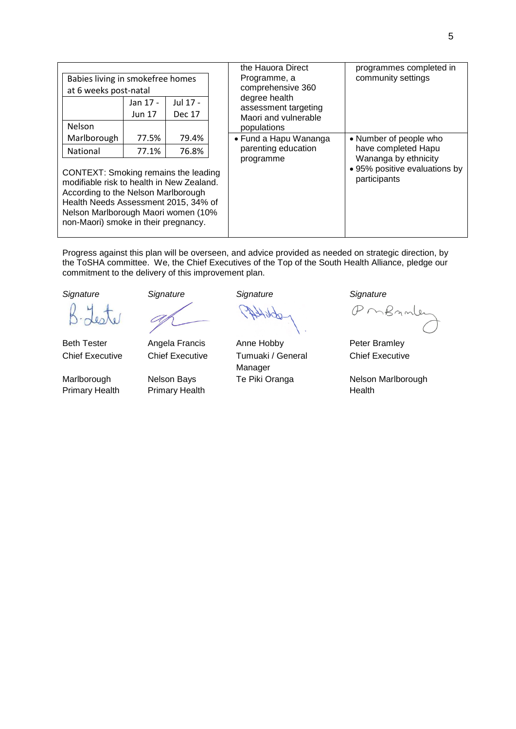| | | |
|---|---|---|
| Babies living in smokefree homes at 6 weeks post-natal<br><br>\| \| Jan 17 - Jun 17 \| Jul 17 - Dec 17 \|<br>\| Nelson Marlborough \| 77.5% \| 79.4% \|<br>\| National \| 77.1% \| 76.8% \|<br><br>CONTEXT: Smoking remains the leading modifiable risk to health in New Zealand. According to the Nelson Marlborough Health Needs Assessment 2015, 34% of Nelson Marlborough Maori women (10% non-Maori) smoke in their pregnancy. | the Hauora Direct Programme, a comprehensive 360 degree health assessment targeting Maori and vulnerable populations | programmes completed in community settings |
| | • Fund a Hapu Wananga parenting education programme | • Number of people who have completed Hapu Wananga by ethnicity<br>• 95% positive evaluations by participants |

Progress against this plan will be overseen, and advice provided as needed on strategic direction, by the ToSHA committee. We, the Chief Executives of the Top of the South Health Alliance, pledge our commitment to the delivery of this improvement plan.

| *Signature* | *Signature* | *Signature* | *Signature* |
|---|---|---|---|
| Beth Tester<br>Chief Executive<br><br>Marlborough Primary Health | Angela Francis<br>Chief Executive<br><br>Nelson Bays Primary Health | Anne Hobby<br>Tumuaki / General Manager<br>Te Piki Oranga | Peter Bramley<br>Chief Executive<br><br>Nelson Marlborough Health |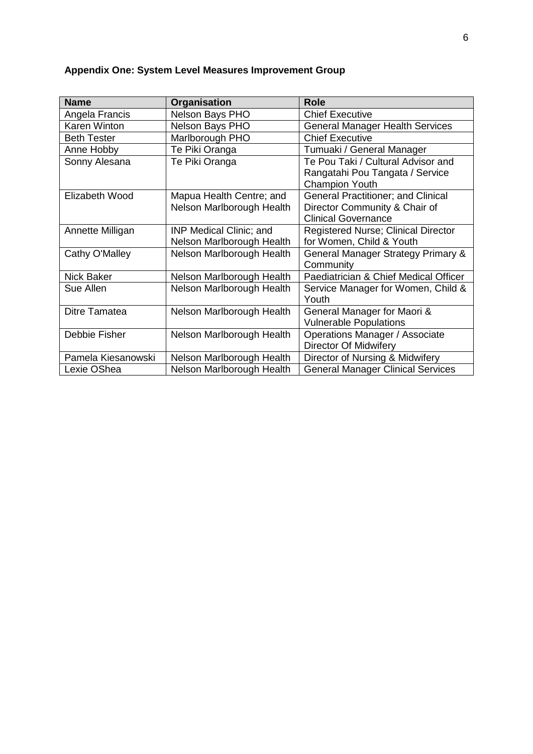**Appendix One: System Level Measures Improvement Group**

| Name | Organisation | Role |
|---|---|---|
| Angela Francis | Nelson Bays PHO | Chief Executive |
| Karen Winton | Nelson Bays PHO | General Manager Health Services |
| Beth Tester | Marlborough PHO | Chief Executive |
| Anne Hobby | Te Piki Oranga | Tumuaki / General Manager |
| Sonny Alesana | Te Piki Oranga | Te Pou Taki / Cultural Advisor and Rangatahi Pou Tangata / Service Champion Youth |
| Elizabeth Wood | Mapua Health Centre; and Nelson Marlborough Health | General Practitioner; and Clinical Director Community & Chair of Clinical Governance |
| Annette Milligan | INP Medical Clinic; and Nelson Marlborough Health | Registered Nurse; Clinical Director for Women, Child & Youth |
| Cathy O'Malley | Nelson Marlborough Health | General Manager Strategy Primary & Community |
| Nick Baker | Nelson Marlborough Health | Paediatrician & Chief Medical Officer |
| Sue Allen | Nelson Marlborough Health | Service Manager for Women, Child & Youth |
| Ditre Tamatea | Nelson Marlborough Health | General Manager for Maori & Vulnerable Populations |
| Debbie Fisher | Nelson Marlborough Health | Operations Manager / Associate Director Of Midwifery |
| Pamela Kiesanowski | Nelson Marlborough Health | Director of Nursing & Midwifery |
| Lexie OShea | Nelson Marlborough Health | General Manager Clinical Services |